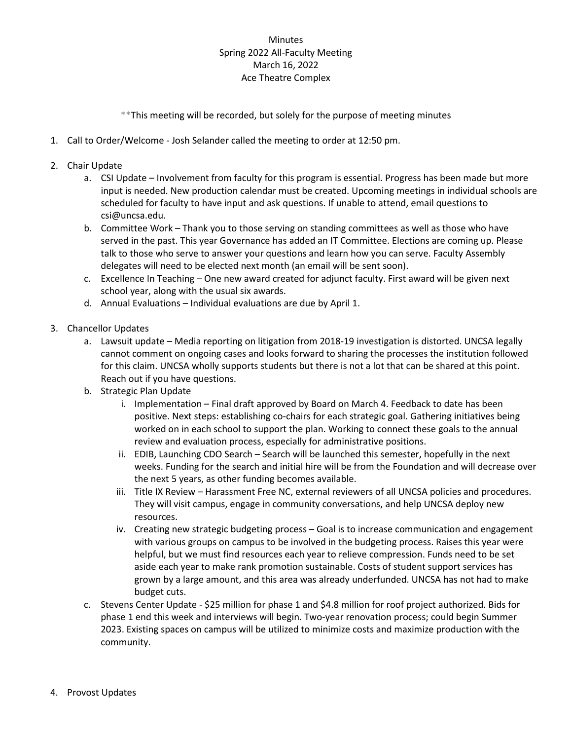Minutes
Spring 2022 All-Faculty Meeting
March 16, 2022
Ace Theatre Complex

\*\*This meeting will be recorded, but solely for the purpose of meeting minutes

1. Call to Order/Welcome - Josh Selander called the meeting to order at 12:50 pm.

2. Chair Update
   a. CSI Update – Involvement from faculty for this program is essential. Progress has been made but more input is needed. New production calendar must be created. Upcoming meetings in individual schools are scheduled for faculty to have input and ask questions. If unable to attend, email questions to csi@uncsa.edu.
   b. Committee Work – Thank you to those serving on standing committees as well as those who have served in the past. This year Governance has added an IT Committee. Elections are coming up. Please talk to those who serve to answer your questions and learn how you can serve. Faculty Assembly delegates will need to be elected next month (an email will be sent soon).
   c. Excellence In Teaching – One new award created for adjunct faculty. First award will be given next school year, along with the usual six awards.
   d. Annual Evaluations – Individual evaluations are due by April 1.

3. Chancellor Updates
   a. Lawsuit update – Media reporting on litigation from 2018-19 investigation is distorted. UNCSA legally cannot comment on ongoing cases and looks forward to sharing the processes the institution followed for this claim. UNCSA wholly supports students but there is not a lot that can be shared at this point. Reach out if you have questions.
   b. Strategic Plan Update
      i. Implementation – Final draft approved by Board on March 4. Feedback to date has been positive. Next steps: establishing co-chairs for each strategic goal. Gathering initiatives being worked on in each school to support the plan. Working to connect these goals to the annual review and evaluation process, especially for administrative positions.
      ii. EDIB, Launching CDO Search – Search will be launched this semester, hopefully in the next weeks. Funding for the search and initial hire will be from the Foundation and will decrease over the next 5 years, as other funding becomes available.
      iii. Title IX Review – Harassment Free NC, external reviewers of all UNCSA policies and procedures. They will visit campus, engage in community conversations, and help UNCSA deploy new resources.
      iv. Creating new strategic budgeting process – Goal is to increase communication and engagement with various groups on campus to be involved in the budgeting process. Raises this year were helpful, but we must find resources each year to relieve compression. Funds need to be set aside each year to make rank promotion sustainable. Costs of student support services has grown by a large amount, and this area was already underfunded. UNCSA has not had to make budget cuts.
   c. Stevens Center Update - $25 million for phase 1 and $4.8 million for roof project authorized. Bids for phase 1 end this week and interviews will begin. Two-year renovation process; could begin Summer 2023. Existing spaces on campus will be utilized to minimize costs and maximize production with the community.

4. Provost Updates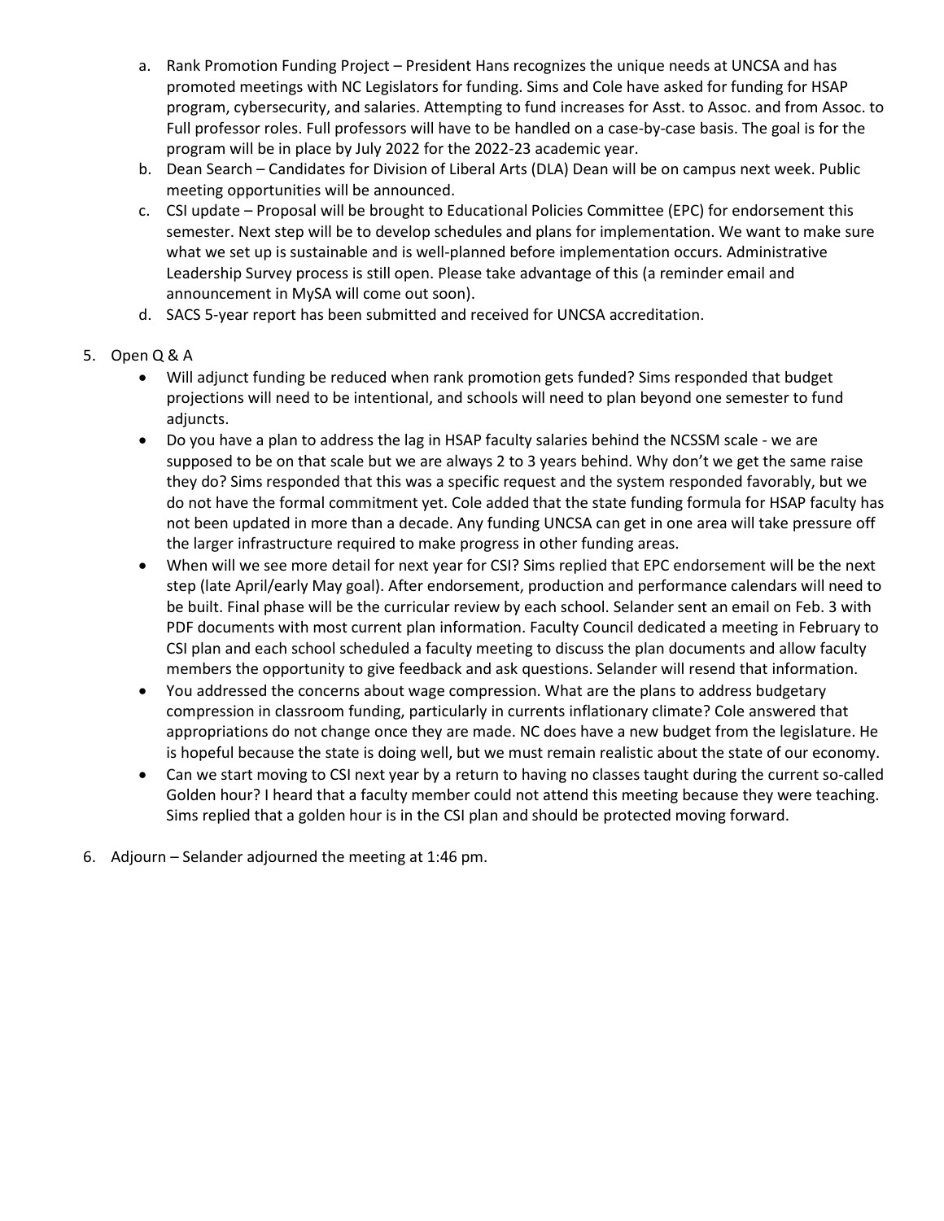a. Rank Promotion Funding Project – President Hans recognizes the unique needs at UNCSA and has promoted meetings with NC Legislators for funding. Sims and Cole have asked for funding for HSAP program, cybersecurity, and salaries. Attempting to fund increases for Asst. to Assoc. and from Assoc. to Full professor roles. Full professors will have to be handled on a case-by-case basis. The goal is for the program will be in place by July 2022 for the 2022-23 academic year.
b. Dean Search – Candidates for Division of Liberal Arts (DLA) Dean will be on campus next week. Public meeting opportunities will be announced.
c. CSI update – Proposal will be brought to Educational Policies Committee (EPC) for endorsement this semester. Next step will be to develop schedules and plans for implementation. We want to make sure what we set up is sustainable and is well-planned before implementation occurs. Administrative Leadership Survey process is still open. Please take advantage of this (a reminder email and announcement in MySA will come out soon).
d. SACS 5-year report has been submitted and received for UNCSA accreditation.

5. Open Q & A
   - Will adjunct funding be reduced when rank promotion gets funded? Sims responded that budget projections will need to be intentional, and schools will need to plan beyond one semester to fund adjuncts.
   - Do you have a plan to address the lag in HSAP faculty salaries behind the NCSSM scale - we are supposed to be on that scale but we are always 2 to 3 years behind. Why don't we get the same raise they do? Sims responded that this was a specific request and the system responded favorably, but we do not have the formal commitment yet. Cole added that the state funding formula for HSAP faculty has not been updated in more than a decade. Any funding UNCSA can get in one area will take pressure off the larger infrastructure required to make progress in other funding areas.
   - When will we see more detail for next year for CSI? Sims replied that EPC endorsement will be the next step (late April/early May goal). After endorsement, production and performance calendars will need to be built. Final phase will be the curricular review by each school. Selander sent an email on Feb. 3 with PDF documents with most current plan information. Faculty Council dedicated a meeting in February to CSI plan and each school scheduled a faculty meeting to discuss the plan documents and allow faculty members the opportunity to give feedback and ask questions. Selander will resend that information.
   - You addressed the concerns about wage compression. What are the plans to address budgetary compression in classroom funding, particularly in currents inflationary climate? Cole answered that appropriations do not change once they are made. NC does have a new budget from the legislature. He is hopeful because the state is doing well, but we must remain realistic about the state of our economy.
   - Can we start moving to CSI next year by a return to having no classes taught during the current so-called Golden hour? I heard that a faculty member could not attend this meeting because they were teaching. Sims replied that a golden hour is in the CSI plan and should be protected moving forward.

6. Adjourn – Selander adjourned the meeting at 1:46 pm.